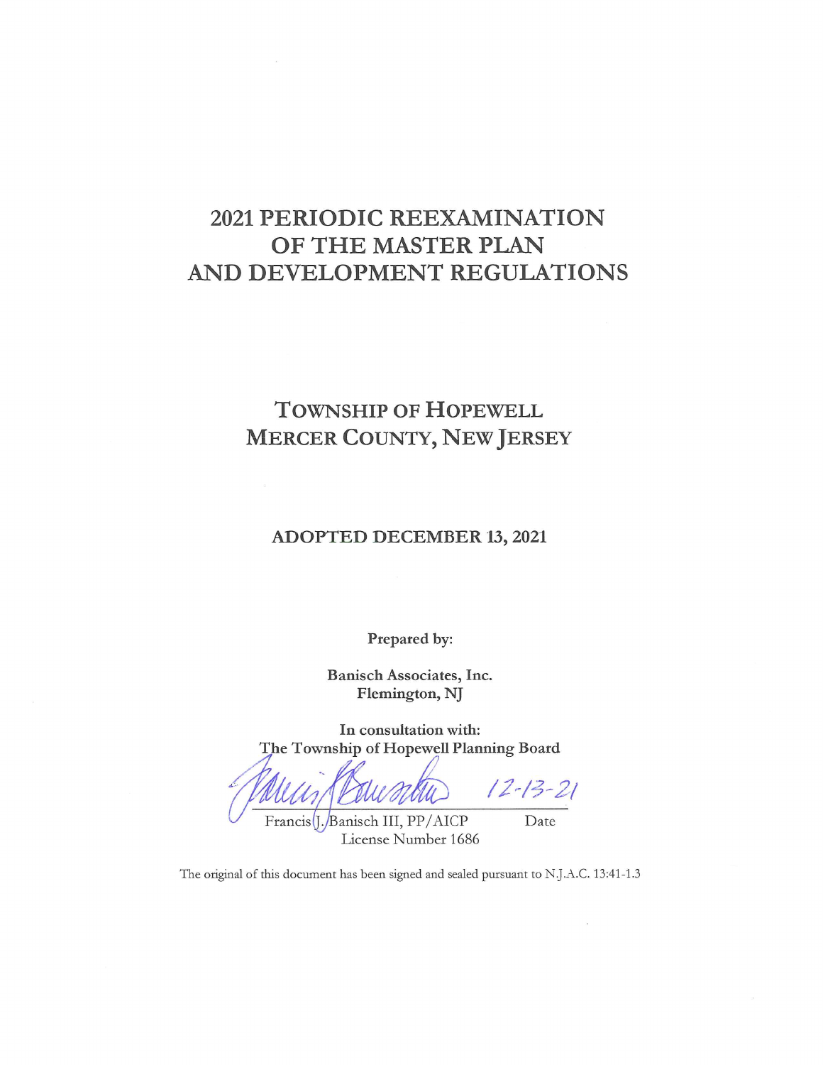# 2021 PERIODIC REEXAMINATION OF THE MASTER PLAN AND DEVELOPMENT REGULATIONS

## TOWNSHIP OF HOPEWELL
## MERCER COUNTY, NEW JERSEY

**ADOPTED DECEMBER 13, 2021**

**Prepared by:**

**Banisch Associates, Inc.**
**Flemington, NJ**

**In consultation with:**
**The Township of Hopewell Planning Board**

12-13-21

Francis J. Banisch III, PP/AICP — Date
License Number 1686

The original of this document has been signed and sealed pursuant to N.J.A.C. 13:41-1.3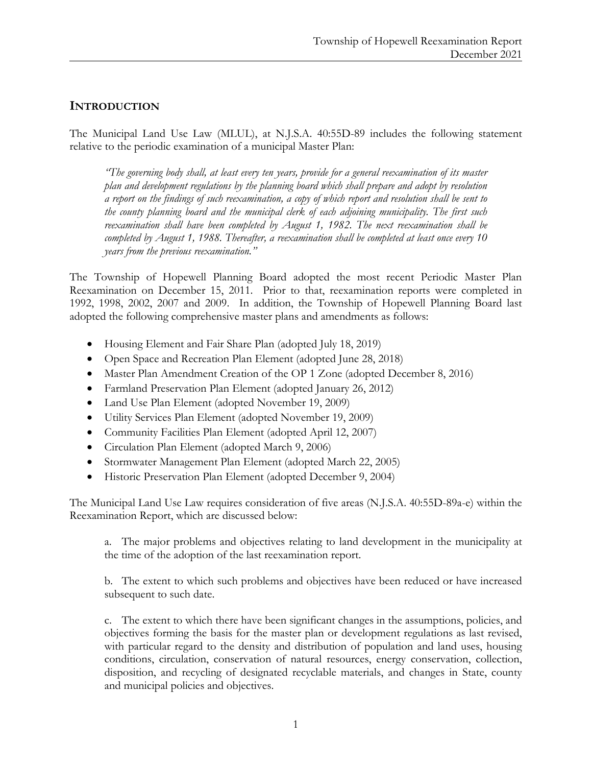## INTRODUCTION

The Municipal Land Use Law (MLUL), at N.J.S.A. 40:55D-89 includes the following statement relative to the periodic examination of a municipal Master Plan:

> *"The governing body shall, at least every ten years, provide for a general reexamination of its master plan and development regulations by the planning board which shall prepare and adopt by resolution a report on the findings of such reexamination, a copy of which report and resolution shall be sent to the county planning board and the municipal clerk of each adjoining municipality. The first such reexamination shall have been completed by August 1, 1982. The next reexamination shall be completed by August 1, 1988. Thereafter, a reexamination shall be completed at least once every 10 years from the previous reexamination."*

The Township of Hopewell Planning Board adopted the most recent Periodic Master Plan Reexamination on December 15, 2011. Prior to that, reexamination reports were completed in 1992, 1998, 2002, 2007 and 2009. In addition, the Township of Hopewell Planning Board last adopted the following comprehensive master plans and amendments as follows:

- Housing Element and Fair Share Plan (adopted July 18, 2019)
- Open Space and Recreation Plan Element (adopted June 28, 2018)
- Master Plan Amendment Creation of the OP 1 Zone (adopted December 8, 2016)
- Farmland Preservation Plan Element (adopted January 26, 2012)
- Land Use Plan Element (adopted November 19, 2009)
- Utility Services Plan Element (adopted November 19, 2009)
- Community Facilities Plan Element (adopted April 12, 2007)
- Circulation Plan Element (adopted March 9, 2006)
- Stormwater Management Plan Element (adopted March 22, 2005)
- Historic Preservation Plan Element (adopted December 9, 2004)

The Municipal Land Use Law requires consideration of five areas (N.J.S.A. 40:55D-89a-e) within the Reexamination Report, which are discussed below:

> a. The major problems and objectives relating to land development in the municipality at the time of the adoption of the last reexamination report.
>
> b. The extent to which such problems and objectives have been reduced or have increased subsequent to such date.
>
> c. The extent to which there have been significant changes in the assumptions, policies, and objectives forming the basis for the master plan or development regulations as last revised, with particular regard to the density and distribution of population and land uses, housing conditions, circulation, conservation of natural resources, energy conservation, collection, disposition, and recycling of designated recyclable materials, and changes in State, county and municipal policies and objectives.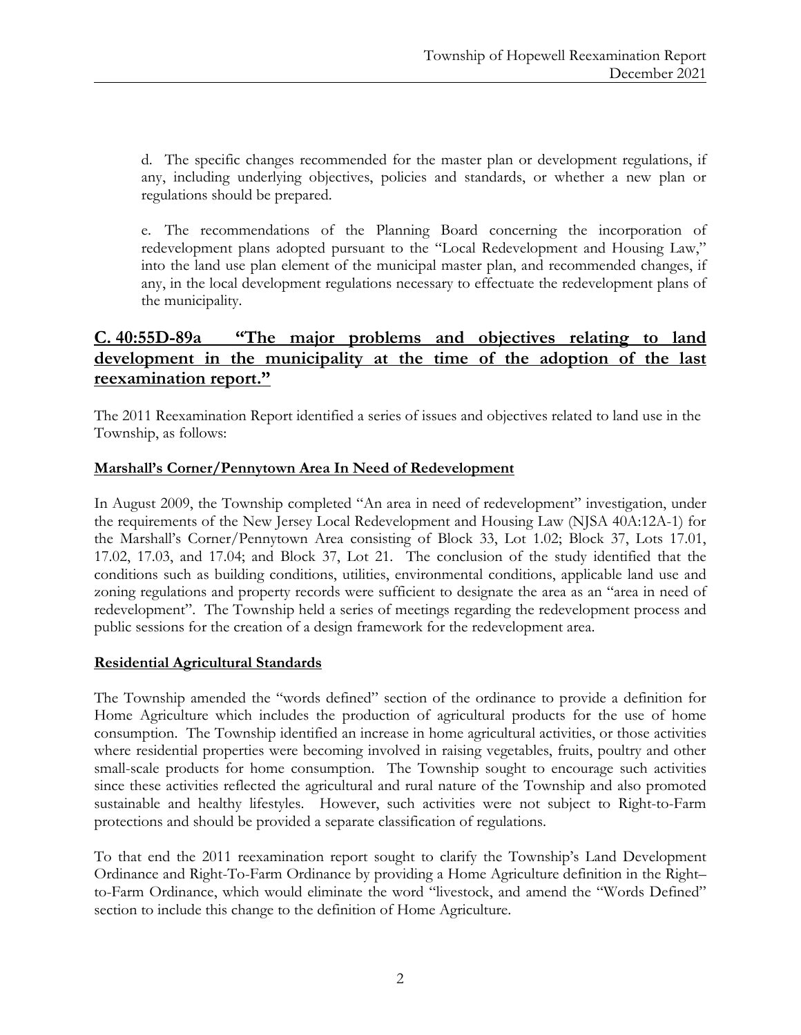d. The specific changes recommended for the master plan or development regulations, if any, including underlying objectives, policies and standards, or whether a new plan or regulations should be prepared.

e. The recommendations of the Planning Board concerning the incorporation of redevelopment plans adopted pursuant to the "Local Redevelopment and Housing Law," into the land use plan element of the municipal master plan, and recommended changes, if any, in the local development regulations necessary to effectuate the redevelopment plans of the municipality.

## C. 40:55D-89a "The major problems and objectives relating to land development in the municipality at the time of the adoption of the last reexamination report."

The 2011 Reexamination Report identified a series of issues and objectives related to land use in the Township, as follows:

### Marshall's Corner/Pennytown Area In Need of Redevelopment

In August 2009, the Township completed "An area in need of redevelopment" investigation, under the requirements of the New Jersey Local Redevelopment and Housing Law (NJSA 40A:12A-1) for the Marshall's Corner/Pennytown Area consisting of Block 33, Lot 1.02; Block 37, Lots 17.01, 17.02, 17.03, and 17.04; and Block 37, Lot 21. The conclusion of the study identified that the conditions such as building conditions, utilities, environmental conditions, applicable land use and zoning regulations and property records were sufficient to designate the area as an "area in need of redevelopment". The Township held a series of meetings regarding the redevelopment process and public sessions for the creation of a design framework for the redevelopment area.

### Residential Agricultural Standards

The Township amended the "words defined" section of the ordinance to provide a definition for Home Agriculture which includes the production of agricultural products for the use of home consumption. The Township identified an increase in home agricultural activities, or those activities where residential properties were becoming involved in raising vegetables, fruits, poultry and other small-scale products for home consumption. The Township sought to encourage such activities since these activities reflected the agricultural and rural nature of the Township and also promoted sustainable and healthy lifestyles. However, such activities were not subject to Right-to-Farm protections and should be provided a separate classification of regulations.

To that end the 2011 reexamination report sought to clarify the Township's Land Development Ordinance and Right-To-Farm Ordinance by providing a Home Agriculture definition in the Right–to-Farm Ordinance, which would eliminate the word "livestock, and amend the "Words Defined" section to include this change to the definition of Home Agriculture.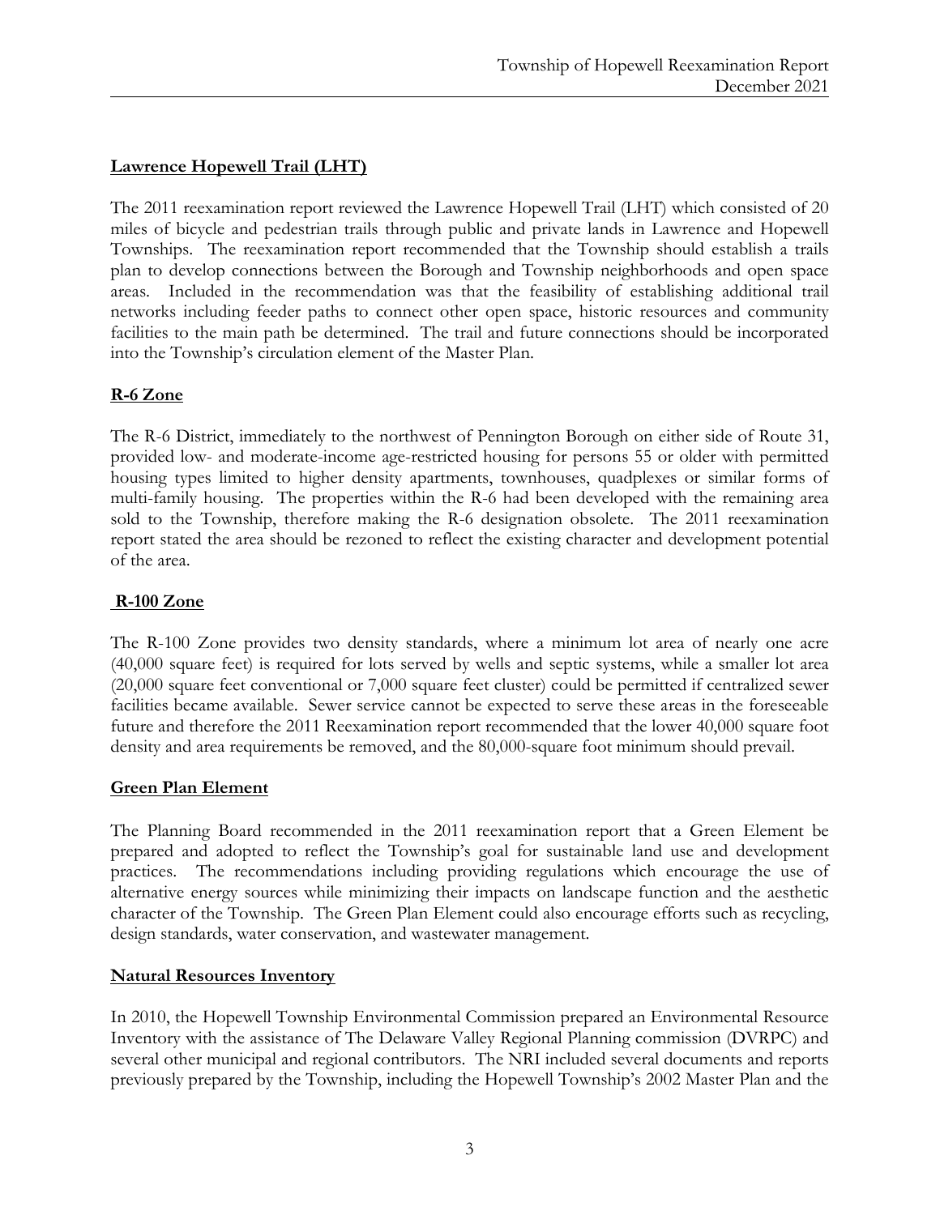## Lawrence Hopewell Trail (LHT)

The 2011 reexamination report reviewed the Lawrence Hopewell Trail (LHT) which consisted of 20 miles of bicycle and pedestrian trails through public and private lands in Lawrence and Hopewell Townships. The reexamination report recommended that the Township should establish a trails plan to develop connections between the Borough and Township neighborhoods and open space areas. Included in the recommendation was that the feasibility of establishing additional trail networks including feeder paths to connect other open space, historic resources and community facilities to the main path be determined. The trail and future connections should be incorporated into the Township's circulation element of the Master Plan.

## R-6 Zone

The R-6 District, immediately to the northwest of Pennington Borough on either side of Route 31, provided low- and moderate-income age-restricted housing for persons 55 or older with permitted housing types limited to higher density apartments, townhouses, quadplexes or similar forms of multi-family housing. The properties within the R-6 had been developed with the remaining area sold to the Township, therefore making the R-6 designation obsolete. The 2011 reexamination report stated the area should be rezoned to reflect the existing character and development potential of the area.

## R-100 Zone

The R-100 Zone provides two density standards, where a minimum lot area of nearly one acre (40,000 square feet) is required for lots served by wells and septic systems, while a smaller lot area (20,000 square feet conventional or 7,000 square feet cluster) could be permitted if centralized sewer facilities became available. Sewer service cannot be expected to serve these areas in the foreseeable future and therefore the 2011 Reexamination report recommended that the lower 40,000 square foot density and area requirements be removed, and the 80,000-square foot minimum should prevail.

## Green Plan Element

The Planning Board recommended in the 2011 reexamination report that a Green Element be prepared and adopted to reflect the Township's goal for sustainable land use and development practices. The recommendations including providing regulations which encourage the use of alternative energy sources while minimizing their impacts on landscape function and the aesthetic character of the Township. The Green Plan Element could also encourage efforts such as recycling, design standards, water conservation, and wastewater management.

## Natural Resources Inventory

In 2010, the Hopewell Township Environmental Commission prepared an Environmental Resource Inventory with the assistance of The Delaware Valley Regional Planning commission (DVRPC) and several other municipal and regional contributors. The NRI included several documents and reports previously prepared by the Township, including the Hopewell Township's 2002 Master Plan and the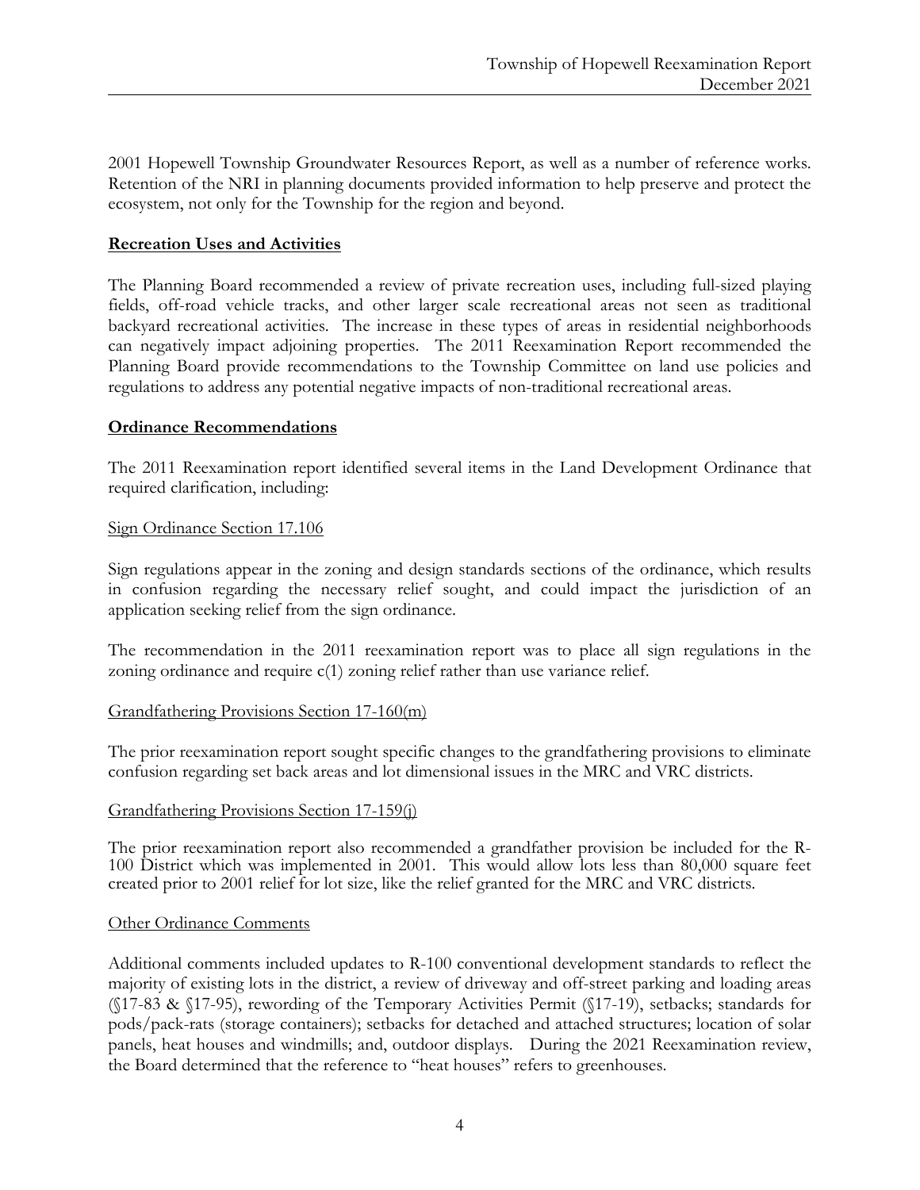2001 Hopewell Township Groundwater Resources Report, as well as a number of reference works. Retention of the NRI in planning documents provided information to help preserve and protect the ecosystem, not only for the Township for the region and beyond.

## Recreation Uses and Activities

The Planning Board recommended a review of private recreation uses, including full-sized playing fields, off-road vehicle tracks, and other larger scale recreational areas not seen as traditional backyard recreational activities. The increase in these types of areas in residential neighborhoods can negatively impact adjoining properties. The 2011 Reexamination Report recommended the Planning Board provide recommendations to the Township Committee on land use policies and regulations to address any potential negative impacts of non-traditional recreational areas.

## Ordinance Recommendations

The 2011 Reexamination report identified several items in the Land Development Ordinance that required clarification, including:

### Sign Ordinance Section 17.106

Sign regulations appear in the zoning and design standards sections of the ordinance, which results in confusion regarding the necessary relief sought, and could impact the jurisdiction of an application seeking relief from the sign ordinance.

The recommendation in the 2011 reexamination report was to place all sign regulations in the zoning ordinance and require c(1) zoning relief rather than use variance relief.

### Grandfathering Provisions Section 17-160(m)

The prior reexamination report sought specific changes to the grandfathering provisions to eliminate confusion regarding set back areas and lot dimensional issues in the MRC and VRC districts.

### Grandfathering Provisions Section 17-159(j)

The prior reexamination report also recommended a grandfather provision be included for the R-100 District which was implemented in 2001. This would allow lots less than 80,000 square feet created prior to 2001 relief for lot size, like the relief granted for the MRC and VRC districts.

### Other Ordinance Comments

Additional comments included updates to R-100 conventional development standards to reflect the majority of existing lots in the district, a review of driveway and off-street parking and loading areas (§17-83 & §17-95), rewording of the Temporary Activities Permit (§17-19), setbacks; standards for pods/pack-rats (storage containers); setbacks for detached and attached structures; location of solar panels, heat houses and windmills; and, outdoor displays. During the 2021 Reexamination review, the Board determined that the reference to "heat houses" refers to greenhouses.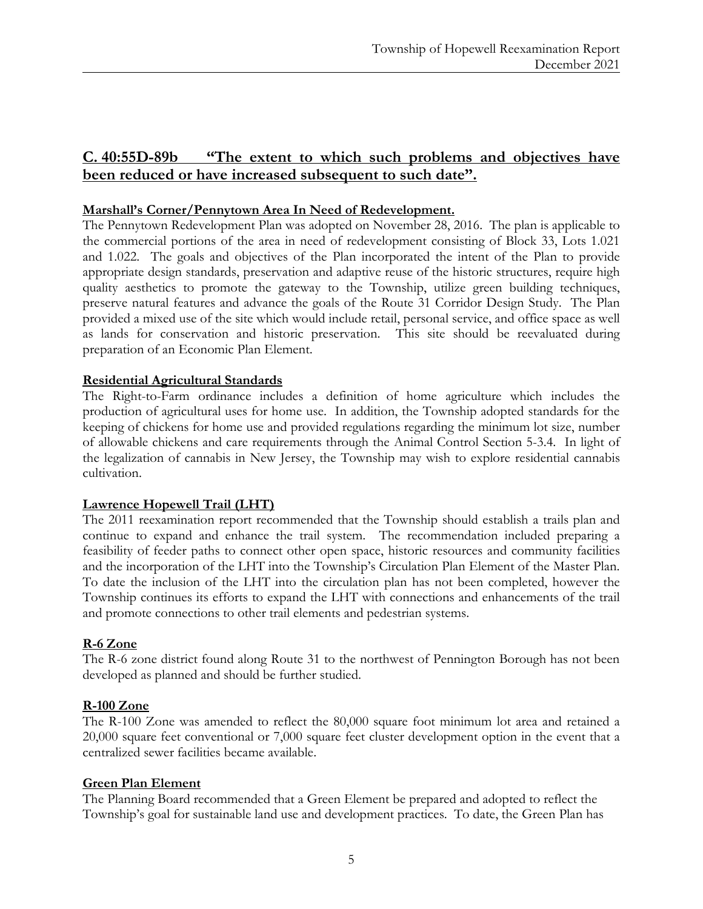## C. 40:55D-89b "The extent to which such problems and objectives have been reduced or have increased subsequent to such date".

**Marshall's Corner/Pennytown Area In Need of Redevelopment.**

The Pennytown Redevelopment Plan was adopted on November 28, 2016. The plan is applicable to the commercial portions of the area in need of redevelopment consisting of Block 33, Lots 1.021 and 1.022. The goals and objectives of the Plan incorporated the intent of the Plan to provide appropriate design standards, preservation and adaptive reuse of the historic structures, require high quality aesthetics to promote the gateway to the Township, utilize green building techniques, preserve natural features and advance the goals of the Route 31 Corridor Design Study. The Plan provided a mixed use of the site which would include retail, personal service, and office space as well as lands for conservation and historic preservation. This site should be reevaluated during preparation of an Economic Plan Element.

**Residential Agricultural Standards**

The Right-to-Farm ordinance includes a definition of home agriculture which includes the production of agricultural uses for home use. In addition, the Township adopted standards for the keeping of chickens for home use and provided regulations regarding the minimum lot size, number of allowable chickens and care requirements through the Animal Control Section 5-3.4. In light of the legalization of cannabis in New Jersey, the Township may wish to explore residential cannabis cultivation.

**Lawrence Hopewell Trail (LHT)**

The 2011 reexamination report recommended that the Township should establish a trails plan and continue to expand and enhance the trail system. The recommendation included preparing a feasibility of feeder paths to connect other open space, historic resources and community facilities and the incorporation of the LHT into the Township's Circulation Plan Element of the Master Plan. To date the inclusion of the LHT into the circulation plan has not been completed, however the Township continues its efforts to expand the LHT with connections and enhancements of the trail and promote connections to other trail elements and pedestrian systems.

**R-6 Zone**

The R-6 zone district found along Route 31 to the northwest of Pennington Borough has not been developed as planned and should be further studied.

**R-100 Zone**

The R-100 Zone was amended to reflect the 80,000 square foot minimum lot area and retained a 20,000 square feet conventional or 7,000 square feet cluster development option in the event that a centralized sewer facilities became available.

**Green Plan Element**

The Planning Board recommended that a Green Element be prepared and adopted to reflect the Township's goal for sustainable land use and development practices. To date, the Green Plan has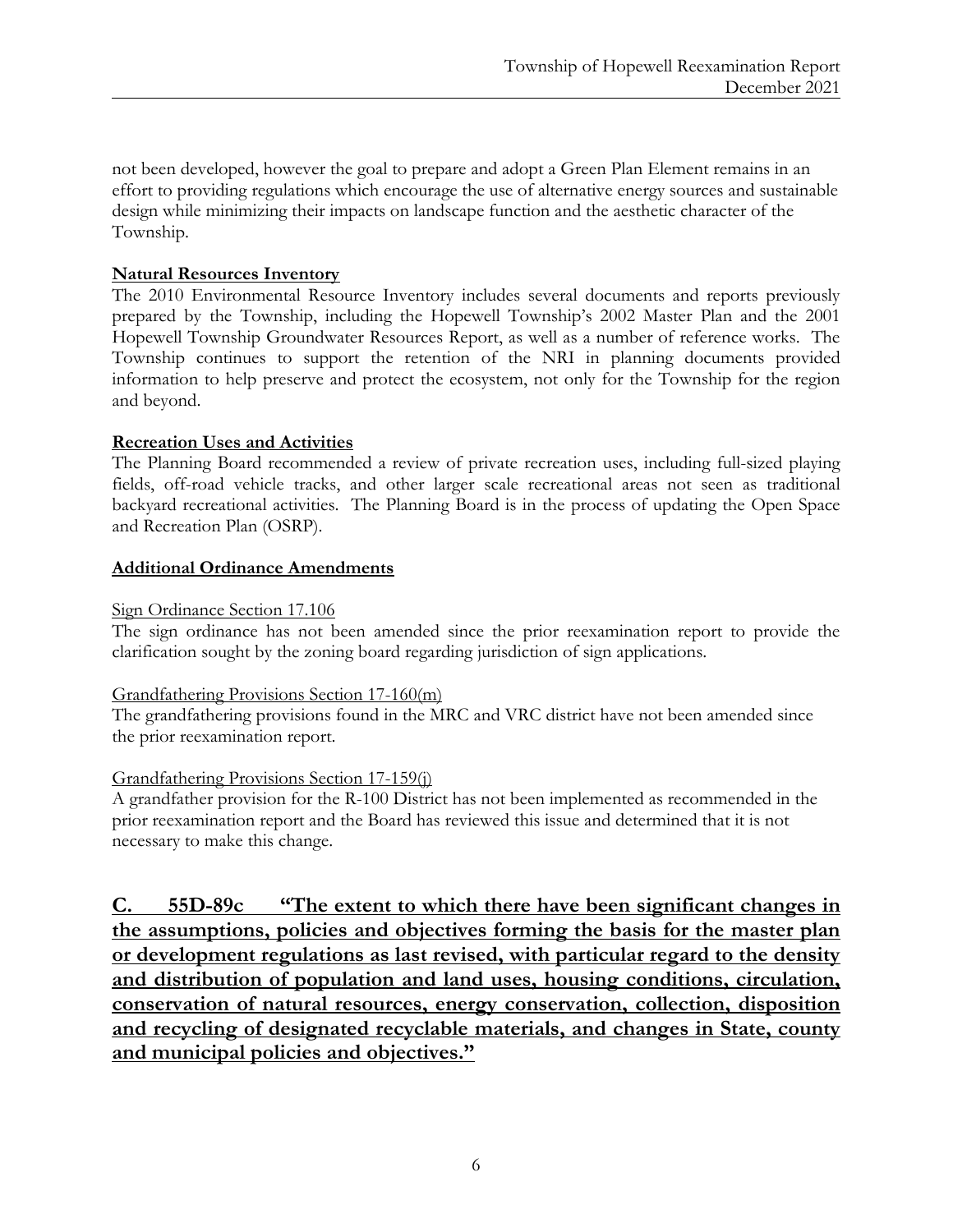not been developed, however the goal to prepare and adopt a Green Plan Element remains in an effort to providing regulations which encourage the use of alternative energy sources and sustainable design while minimizing their impacts on landscape function and the aesthetic character of the Township.

**Natural Resources Inventory**

The 2010 Environmental Resource Inventory includes several documents and reports previously prepared by the Township, including the Hopewell Township's 2002 Master Plan and the 2001 Hopewell Township Groundwater Resources Report, as well as a number of reference works. The Township continues to support the retention of the NRI in planning documents provided information to help preserve and protect the ecosystem, not only for the Township for the region and beyond.

**Recreation Uses and Activities**

The Planning Board recommended a review of private recreation uses, including full-sized playing fields, off-road vehicle tracks, and other larger scale recreational areas not seen as traditional backyard recreational activities. The Planning Board is in the process of updating the Open Space and Recreation Plan (OSRP).

**Additional Ordinance Amendments**

Sign Ordinance Section 17.106

The sign ordinance has not been amended since the prior reexamination report to provide the clarification sought by the zoning board regarding jurisdiction of sign applications.

Grandfathering Provisions Section 17-160(m)

The grandfathering provisions found in the MRC and VRC district have not been amended since the prior reexamination report.

Grandfathering Provisions Section 17-159(j)

A grandfather provision for the R-100 District has not been implemented as recommended in the prior reexamination report and the Board has reviewed this issue and determined that it is not necessary to make this change.

## C. 55D-89c "The extent to which there have been significant changes in the assumptions, policies and objectives forming the basis for the master plan or development regulations as last revised, with particular regard to the density and distribution of population and land uses, housing conditions, circulation, conservation of natural resources, energy conservation, collection, disposition and recycling of designated recyclable materials, and changes in State, county and municipal policies and objectives."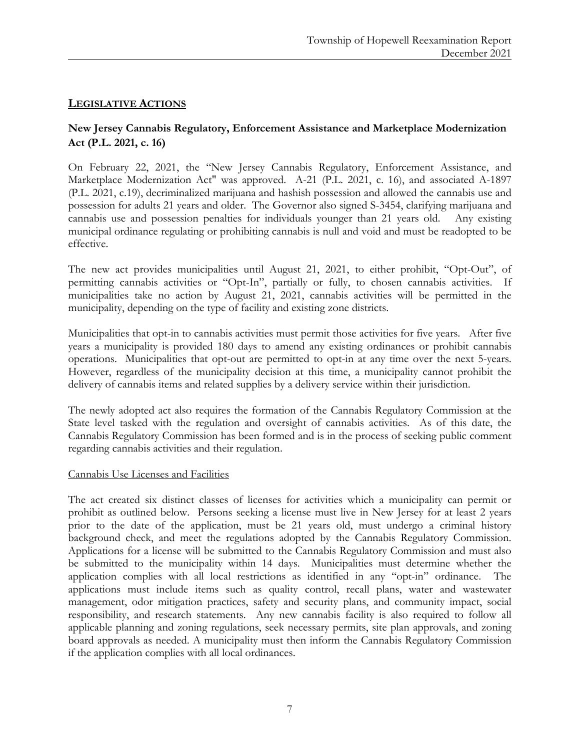## LEGISLATIVE ACTIONS

### New Jersey Cannabis Regulatory, Enforcement Assistance and Marketplace Modernization Act (P.L. 2021, c. 16)

On February 22, 2021, the "New Jersey Cannabis Regulatory, Enforcement Assistance, and Marketplace Modernization Act" was approved. A-21 (P.L. 2021, c. 16), and associated A-1897 (P.L. 2021, c.19), decriminalized marijuana and hashish possession and allowed the cannabis use and possession for adults 21 years and older. The Governor also signed S-3454, clarifying marijuana and cannabis use and possession penalties for individuals younger than 21 years old. Any existing municipal ordinance regulating or prohibiting cannabis is null and void and must be readopted to be effective.

The new act provides municipalities until August 21, 2021, to either prohibit, "Opt-Out", of permitting cannabis activities or "Opt-In", partially or fully, to chosen cannabis activities. If municipalities take no action by August 21, 2021, cannabis activities will be permitted in the municipality, depending on the type of facility and existing zone districts.

Municipalities that opt-in to cannabis activities must permit those activities for five years. After five years a municipality is provided 180 days to amend any existing ordinances or prohibit cannabis operations. Municipalities that opt-out are permitted to opt-in at any time over the next 5-years. However, regardless of the municipality decision at this time, a municipality cannot prohibit the delivery of cannabis items and related supplies by a delivery service within their jurisdiction.

The newly adopted act also requires the formation of the Cannabis Regulatory Commission at the State level tasked with the regulation and oversight of cannabis activities. As of this date, the Cannabis Regulatory Commission has been formed and is in the process of seeking public comment regarding cannabis activities and their regulation.

Cannabis Use Licenses and Facilities

The act created six distinct classes of licenses for activities which a municipality can permit or prohibit as outlined below. Persons seeking a license must live in New Jersey for at least 2 years prior to the date of the application, must be 21 years old, must undergo a criminal history background check, and meet the regulations adopted by the Cannabis Regulatory Commission. Applications for a license will be submitted to the Cannabis Regulatory Commission and must also be submitted to the municipality within 14 days. Municipalities must determine whether the application complies with all local restrictions as identified in any "opt-in" ordinance. The applications must include items such as quality control, recall plans, water and wastewater management, odor mitigation practices, safety and security plans, and community impact, social responsibility, and research statements. Any new cannabis facility is also required to follow all applicable planning and zoning regulations, seek necessary permits, site plan approvals, and zoning board approvals as needed. A municipality must then inform the Cannabis Regulatory Commission if the application complies with all local ordinances.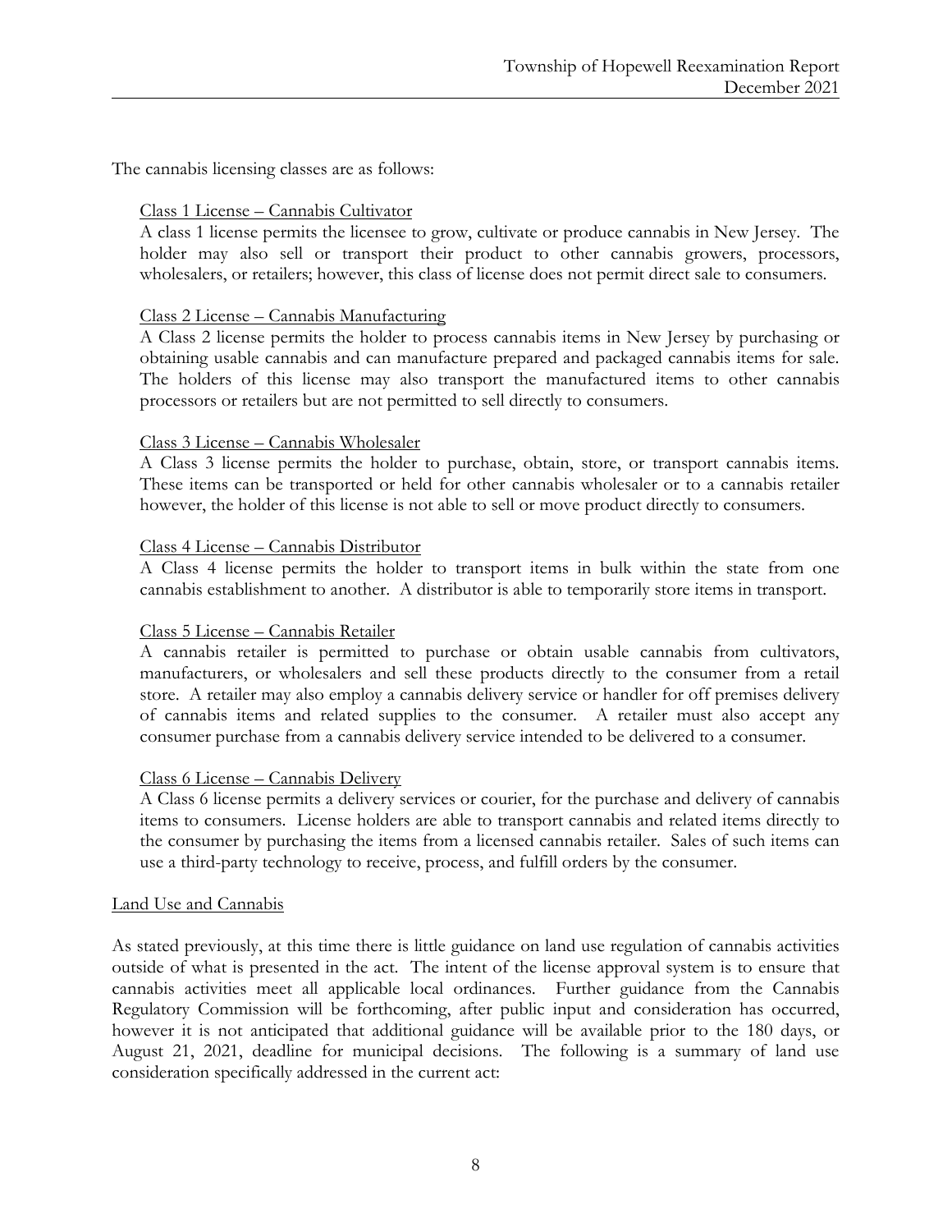The cannabis licensing classes are as follows:

Class 1 License – Cannabis Cultivator

A class 1 license permits the licensee to grow, cultivate or produce cannabis in New Jersey. The holder may also sell or transport their product to other cannabis growers, processors, wholesalers, or retailers; however, this class of license does not permit direct sale to consumers.

Class 2 License – Cannabis Manufacturing

A Class 2 license permits the holder to process cannabis items in New Jersey by purchasing or obtaining usable cannabis and can manufacture prepared and packaged cannabis items for sale. The holders of this license may also transport the manufactured items to other cannabis processors or retailers but are not permitted to sell directly to consumers.

Class 3 License – Cannabis Wholesaler

A Class 3 license permits the holder to purchase, obtain, store, or transport cannabis items. These items can be transported or held for other cannabis wholesaler or to a cannabis retailer however, the holder of this license is not able to sell or move product directly to consumers.

Class 4 License – Cannabis Distributor

A Class 4 license permits the holder to transport items in bulk within the state from one cannabis establishment to another. A distributor is able to temporarily store items in transport.

Class 5 License – Cannabis Retailer

A cannabis retailer is permitted to purchase or obtain usable cannabis from cultivators, manufacturers, or wholesalers and sell these products directly to the consumer from a retail store. A retailer may also employ a cannabis delivery service or handler for off premises delivery of cannabis items and related supplies to the consumer. A retailer must also accept any consumer purchase from a cannabis delivery service intended to be delivered to a consumer.

Class 6 License – Cannabis Delivery

A Class 6 license permits a delivery services or courier, for the purchase and delivery of cannabis items to consumers. License holders are able to transport cannabis and related items directly to the consumer by purchasing the items from a licensed cannabis retailer. Sales of such items can use a third-party technology to receive, process, and fulfill orders by the consumer.

Land Use and Cannabis

As stated previously, at this time there is little guidance on land use regulation of cannabis activities outside of what is presented in the act. The intent of the license approval system is to ensure that cannabis activities meet all applicable local ordinances. Further guidance from the Cannabis Regulatory Commission will be forthcoming, after public input and consideration has occurred, however it is not anticipated that additional guidance will be available prior to the 180 days, or August 21, 2021, deadline for municipal decisions. The following is a summary of land use consideration specifically addressed in the current act: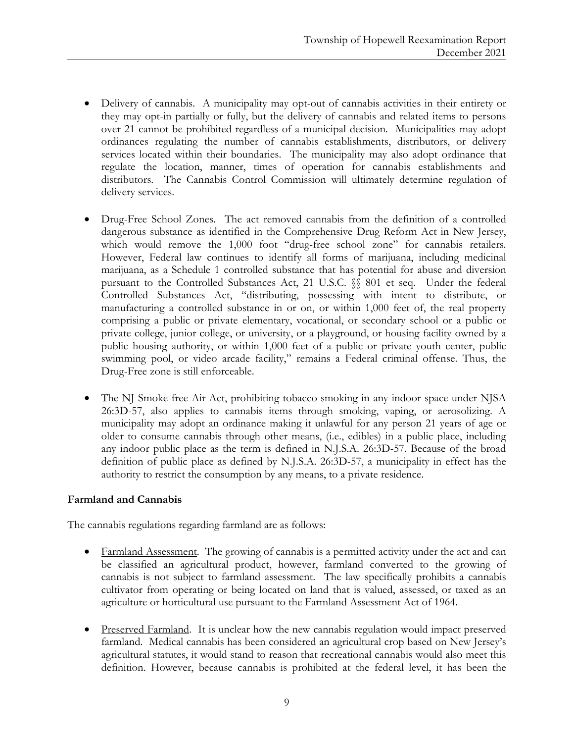- Delivery of cannabis. A municipality may opt-out of cannabis activities in their entirety or they may opt-in partially or fully, but the delivery of cannabis and related items to persons over 21 cannot be prohibited regardless of a municipal decision. Municipalities may adopt ordinances regulating the number of cannabis establishments, distributors, or delivery services located within their boundaries. The municipality may also adopt ordinance that regulate the location, manner, times of operation for cannabis establishments and distributors. The Cannabis Control Commission will ultimately determine regulation of delivery services.

- Drug-Free School Zones. The act removed cannabis from the definition of a controlled dangerous substance as identified in the Comprehensive Drug Reform Act in New Jersey, which would remove the 1,000 foot "drug-free school zone" for cannabis retailers. However, Federal law continues to identify all forms of marijuana, including medicinal marijuana, as a Schedule 1 controlled substance that has potential for abuse and diversion pursuant to the Controlled Substances Act, 21 U.S.C. §§ 801 et seq. Under the federal Controlled Substances Act, "distributing, possessing with intent to distribute, or manufacturing a controlled substance in or on, or within 1,000 feet of, the real property comprising a public or private elementary, vocational, or secondary school or a public or private college, junior college, or university, or a playground, or housing facility owned by a public housing authority, or within 1,000 feet of a public or private youth center, public swimming pool, or video arcade facility," remains a Federal criminal offense. Thus, the Drug-Free zone is still enforceable.

- The NJ Smoke-free Air Act, prohibiting tobacco smoking in any indoor space under NJSA 26:3D-57, also applies to cannabis items through smoking, vaping, or aerosolizing. A municipality may adopt an ordinance making it unlawful for any person 21 years of age or older to consume cannabis through other means, (i.e., edibles) in a public place, including any indoor public place as the term is defined in N.J.S.A. 26:3D-57. Because of the broad definition of public place as defined by N.J.S.A. 26:3D-57, a municipality in effect has the authority to restrict the consumption by any means, to a private residence.

**Farmland and Cannabis**

The cannabis regulations regarding farmland are as follows:

- Farmland Assessment. The growing of cannabis is a permitted activity under the act and can be classified an agricultural product, however, farmland converted to the growing of cannabis is not subject to farmland assessment. The law specifically prohibits a cannabis cultivator from operating or being located on land that is valued, assessed, or taxed as an agriculture or horticultural use pursuant to the Farmland Assessment Act of 1964.

- Preserved Farmland. It is unclear how the new cannabis regulation would impact preserved farmland. Medical cannabis has been considered an agricultural crop based on New Jersey's agricultural statutes, it would stand to reason that recreational cannabis would also meet this definition. However, because cannabis is prohibited at the federal level, it has been the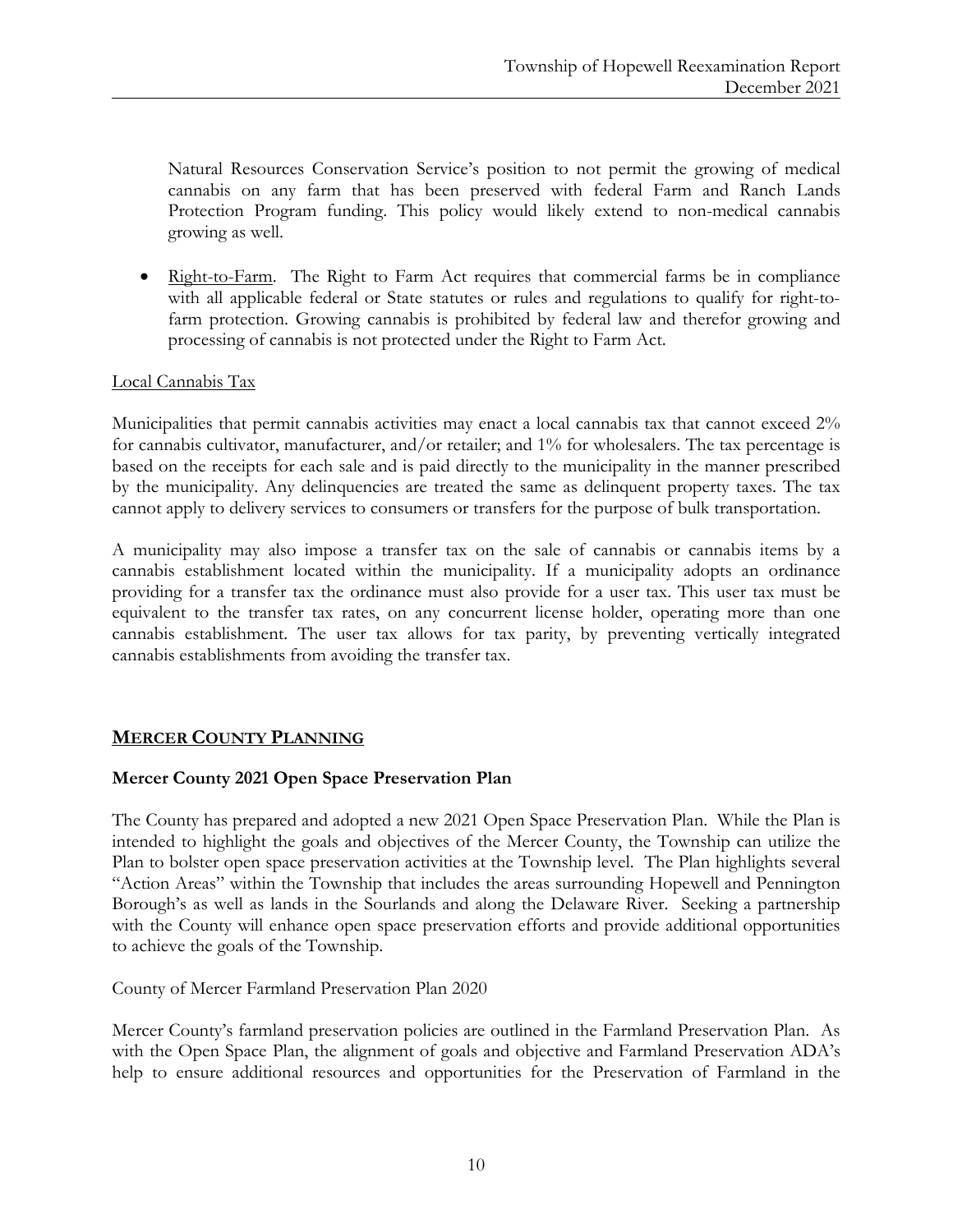Natural Resources Conservation Service's position to not permit the growing of medical cannabis on any farm that has been preserved with federal Farm and Ranch Lands Protection Program funding. This policy would likely extend to non-medical cannabis growing as well.

- Right-to-Farm. The Right to Farm Act requires that commercial farms be in compliance with all applicable federal or State statutes or rules and regulations to qualify for right-to-farm protection. Growing cannabis is prohibited by federal law and therefor growing and processing of cannabis is not protected under the Right to Farm Act.

Local Cannabis Tax

Municipalities that permit cannabis activities may enact a local cannabis tax that cannot exceed 2% for cannabis cultivator, manufacturer, and/or retailer; and 1% for wholesalers. The tax percentage is based on the receipts for each sale and is paid directly to the municipality in the manner prescribed by the municipality. Any delinquencies are treated the same as delinquent property taxes. The tax cannot apply to delivery services to consumers or transfers for the purpose of bulk transportation.

A municipality may also impose a transfer tax on the sale of cannabis or cannabis items by a cannabis establishment located within the municipality. If a municipality adopts an ordinance providing for a transfer tax the ordinance must also provide for a user tax. This user tax must be equivalent to the transfer tax rates, on any concurrent license holder, operating more than one cannabis establishment. The user tax allows for tax parity, by preventing vertically integrated cannabis establishments from avoiding the transfer tax.

## MERCER COUNTY PLANNING

### Mercer County 2021 Open Space Preservation Plan

The County has prepared and adopted a new 2021 Open Space Preservation Plan. While the Plan is intended to highlight the goals and objectives of the Mercer County, the Township can utilize the Plan to bolster open space preservation activities at the Township level. The Plan highlights several "Action Areas" within the Township that includes the areas surrounding Hopewell and Pennington Borough's as well as lands in the Sourlands and along the Delaware River. Seeking a partnership with the County will enhance open space preservation efforts and provide additional opportunities to achieve the goals of the Township.

County of Mercer Farmland Preservation Plan 2020

Mercer County's farmland preservation policies are outlined in the Farmland Preservation Plan. As with the Open Space Plan, the alignment of goals and objective and Farmland Preservation ADA's help to ensure additional resources and opportunities for the Preservation of Farmland in the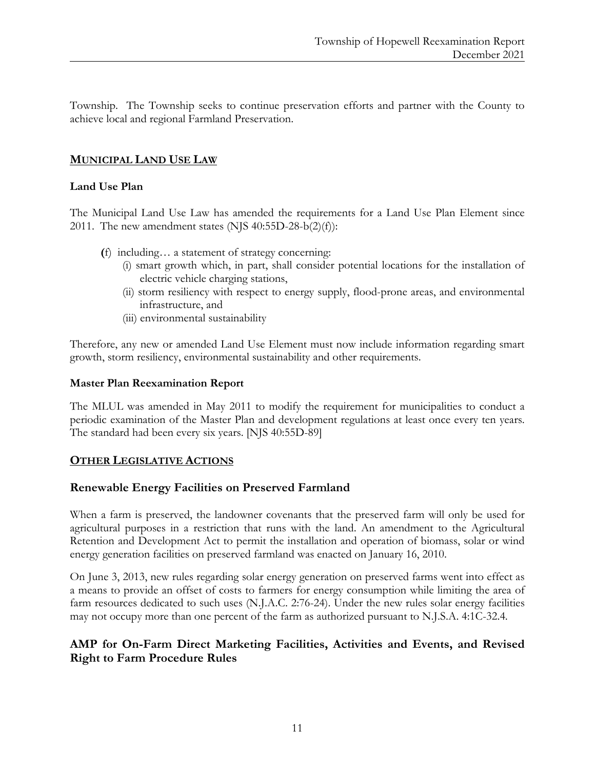Township. The Township seeks to continue preservation efforts and partner with the County to achieve local and regional Farmland Preservation.

## MUNICIPAL LAND USE LAW

### Land Use Plan

The Municipal Land Use Law has amended the requirements for a Land Use Plan Element since 2011. The new amendment states (NJS 40:55D-28-b(2)(f)):

> (f) including… a statement of strategy concerning:
> (i) smart growth which, in part, shall consider potential locations for the installation of electric vehicle charging stations,
> (ii) storm resiliency with respect to energy supply, flood-prone areas, and environmental infrastructure, and
> (iii) environmental sustainability

Therefore, any new or amended Land Use Element must now include information regarding smart growth, storm resiliency, environmental sustainability and other requirements.

### Master Plan Reexamination Report

The MLUL was amended in May 2011 to modify the requirement for municipalities to conduct a periodic examination of the Master Plan and development regulations at least once every ten years. The standard had been every six years. [NJS 40:55D-89]

## OTHER LEGISLATIVE ACTIONS

### Renewable Energy Facilities on Preserved Farmland

When a farm is preserved, the landowner covenants that the preserved farm will only be used for agricultural purposes in a restriction that runs with the land. An amendment to the Agricultural Retention and Development Act to permit the installation and operation of biomass, solar or wind energy generation facilities on preserved farmland was enacted on January 16, 2010.

On June 3, 2013, new rules regarding solar energy generation on preserved farms went into effect as a means to provide an offset of costs to farmers for energy consumption while limiting the area of farm resources dedicated to such uses (N.J.A.C. 2:76-24). Under the new rules solar energy facilities may not occupy more than one percent of the farm as authorized pursuant to N.J.S.A. 4:1C-32.4.

### AMP for On-Farm Direct Marketing Facilities, Activities and Events, and Revised Right to Farm Procedure Rules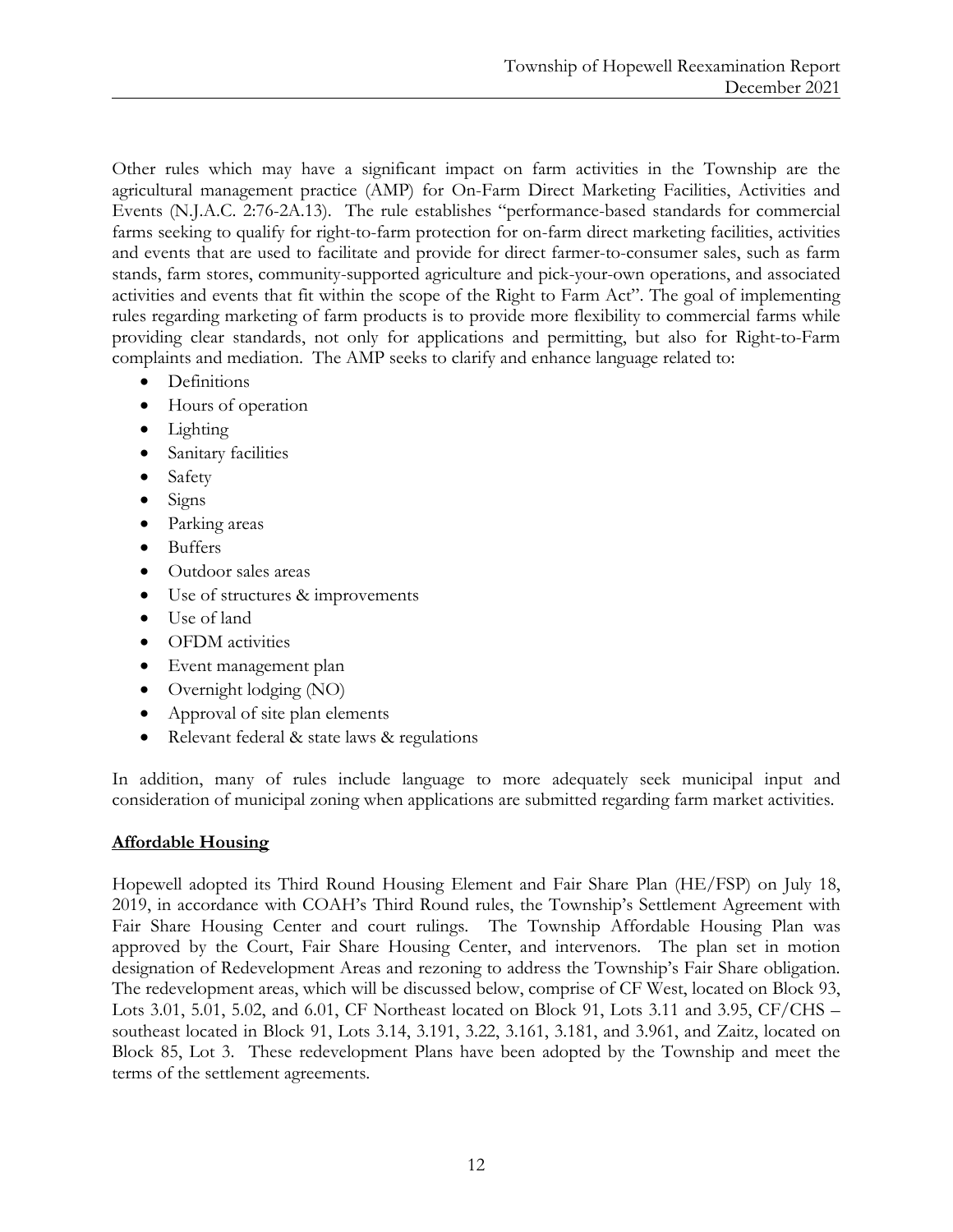Other rules which may have a significant impact on farm activities in the Township are the agricultural management practice (AMP) for On-Farm Direct Marketing Facilities, Activities and Events (N.J.A.C. 2:76-2A.13). The rule establishes "performance-based standards for commercial farms seeking to qualify for right-to-farm protection for on-farm direct marketing facilities, activities and events that are used to facilitate and provide for direct farmer-to-consumer sales, such as farm stands, farm stores, community-supported agriculture and pick-your-own operations, and associated activities and events that fit within the scope of the Right to Farm Act". The goal of implementing rules regarding marketing of farm products is to provide more flexibility to commercial farms while providing clear standards, not only for applications and permitting, but also for Right-to-Farm complaints and mediation. The AMP seeks to clarify and enhance language related to:

- Definitions
- Hours of operation
- Lighting
- Sanitary facilities
- Safety
- Signs
- Parking areas
- Buffers
- Outdoor sales areas
- Use of structures & improvements
- Use of land
- OFDM activities
- Event management plan
- Overnight lodging (NO)
- Approval of site plan elements
- Relevant federal & state laws & regulations

In addition, many of rules include language to more adequately seek municipal input and consideration of municipal zoning when applications are submitted regarding farm market activities.

**Affordable Housing**

Hopewell adopted its Third Round Housing Element and Fair Share Plan (HE/FSP) on July 18, 2019, in accordance with COAH's Third Round rules, the Township's Settlement Agreement with Fair Share Housing Center and court rulings. The Township Affordable Housing Plan was approved by the Court, Fair Share Housing Center, and intervenors. The plan set in motion designation of Redevelopment Areas and rezoning to address the Township's Fair Share obligation. The redevelopment areas, which will be discussed below, comprise of CF West, located on Block 93, Lots 3.01, 5.01, 5.02, and 6.01, CF Northeast located on Block 91, Lots 3.11 and 3.95, CF/CHS – southeast located in Block 91, Lots 3.14, 3.191, 3.22, 3.161, 3.181, and 3.961, and Zaitz, located on Block 85, Lot 3. These redevelopment Plans have been adopted by the Township and meet the terms of the settlement agreements.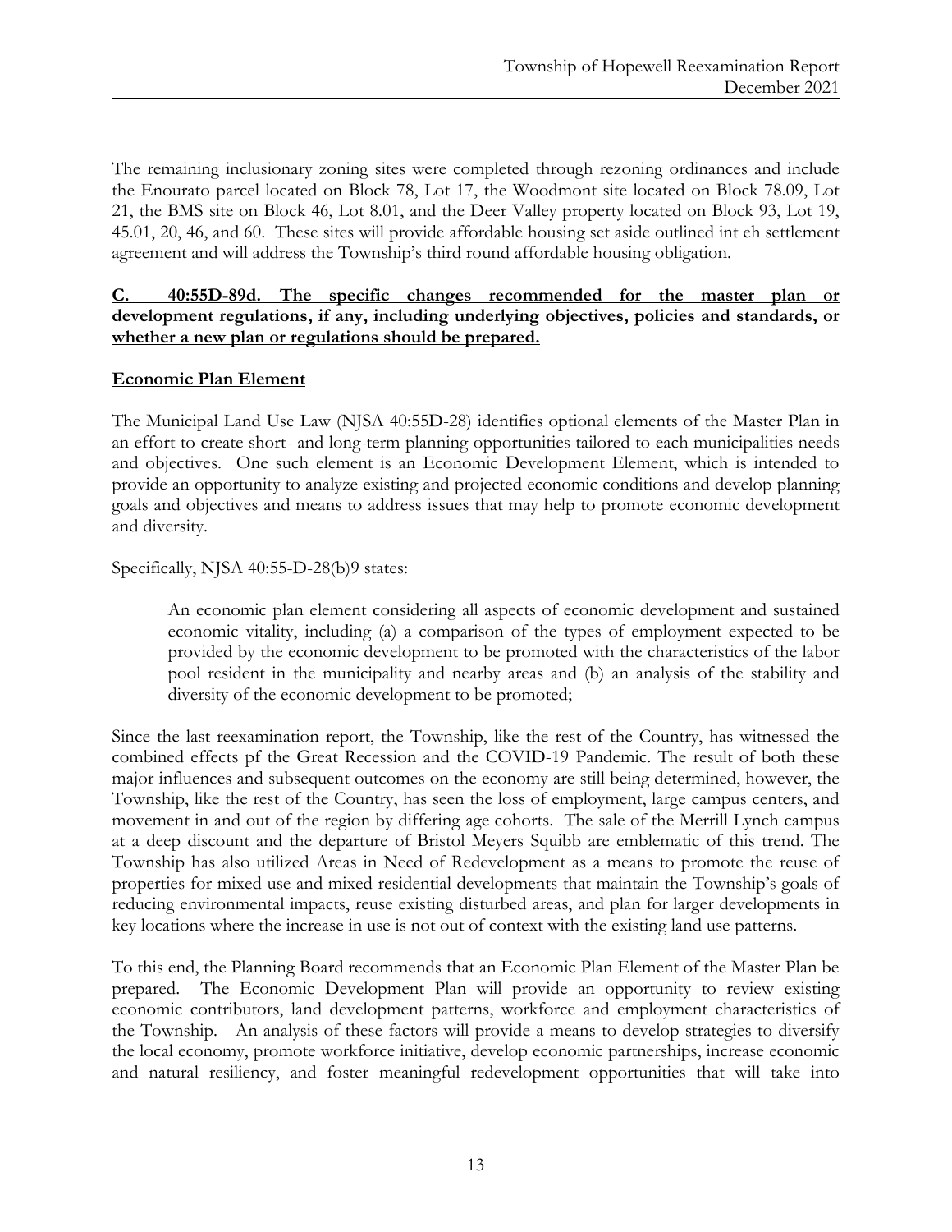The remaining inclusionary zoning sites were completed through rezoning ordinances and include the Enourato parcel located on Block 78, Lot 17, the Woodmont site located on Block 78.09, Lot 21, the BMS site on Block 46, Lot 8.01, and the Deer Valley property located on Block 93, Lot 19, 45.01, 20, 46, and 60. These sites will provide affordable housing set aside outlined int eh settlement agreement and will address the Township's third round affordable housing obligation.

**C. 40:55D-89d. The specific changes recommended for the master plan or development regulations, if any, including underlying objectives, policies and standards, or whether a new plan or regulations should be prepared.**

**Economic Plan Element**

The Municipal Land Use Law (NJSA 40:55D-28) identifies optional elements of the Master Plan in an effort to create short- and long-term planning opportunities tailored to each municipalities needs and objectives. One such element is an Economic Development Element, which is intended to provide an opportunity to analyze existing and projected economic conditions and develop planning goals and objectives and means to address issues that may help to promote economic development and diversity.

Specifically, NJSA 40:55-D-28(b)9 states:

> An economic plan element considering all aspects of economic development and sustained economic vitality, including (a) a comparison of the types of employment expected to be provided by the economic development to be promoted with the characteristics of the labor pool resident in the municipality and nearby areas and (b) an analysis of the stability and diversity of the economic development to be promoted;

Since the last reexamination report, the Township, like the rest of the Country, has witnessed the combined effects pf the Great Recession and the COVID-19 Pandemic. The result of both these major influences and subsequent outcomes on the economy are still being determined, however, the Township, like the rest of the Country, has seen the loss of employment, large campus centers, and movement in and out of the region by differing age cohorts. The sale of the Merrill Lynch campus at a deep discount and the departure of Bristol Meyers Squibb are emblematic of this trend. The Township has also utilized Areas in Need of Redevelopment as a means to promote the reuse of properties for mixed use and mixed residential developments that maintain the Township's goals of reducing environmental impacts, reuse existing disturbed areas, and plan for larger developments in key locations where the increase in use is not out of context with the existing land use patterns.

To this end, the Planning Board recommends that an Economic Plan Element of the Master Plan be prepared. The Economic Development Plan will provide an opportunity to review existing economic contributors, land development patterns, workforce and employment characteristics of the Township. An analysis of these factors will provide a means to develop strategies to diversify the local economy, promote workforce initiative, develop economic partnerships, increase economic and natural resiliency, and foster meaningful redevelopment opportunities that will take into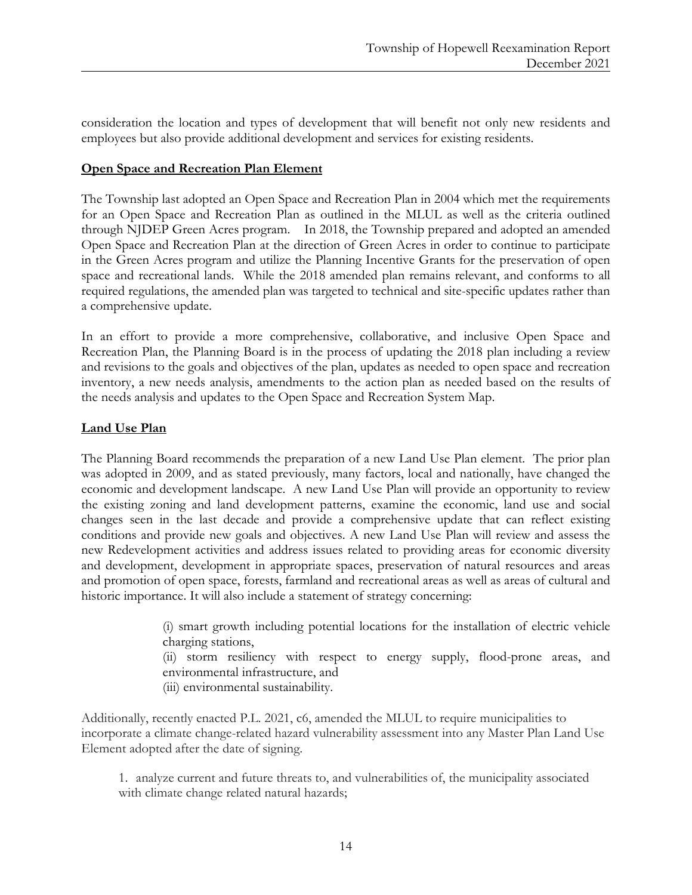consideration the location and types of development that will benefit not only new residents and employees but also provide additional development and services for existing residents.

**Open Space and Recreation Plan Element**

The Township last adopted an Open Space and Recreation Plan in 2004 which met the requirements for an Open Space and Recreation Plan as outlined in the MLUL as well as the criteria outlined through NJDEP Green Acres program. In 2018, the Township prepared and adopted an amended Open Space and Recreation Plan at the direction of Green Acres in order to continue to participate in the Green Acres program and utilize the Planning Incentive Grants for the preservation of open space and recreational lands. While the 2018 amended plan remains relevant, and conforms to all required regulations, the amended plan was targeted to technical and site-specific updates rather than a comprehensive update.

In an effort to provide a more comprehensive, collaborative, and inclusive Open Space and Recreation Plan, the Planning Board is in the process of updating the 2018 plan including a review and revisions to the goals and objectives of the plan, updates as needed to open space and recreation inventory, a new needs analysis, amendments to the action plan as needed based on the results of the needs analysis and updates to the Open Space and Recreation System Map.

**Land Use Plan**

The Planning Board recommends the preparation of a new Land Use Plan element. The prior plan was adopted in 2009, and as stated previously, many factors, local and nationally, have changed the economic and development landscape. A new Land Use Plan will provide an opportunity to review the existing zoning and land development patterns, examine the economic, land use and social changes seen in the last decade and provide a comprehensive update that can reflect existing conditions and provide new goals and objectives. A new Land Use Plan will review and assess the new Redevelopment activities and address issues related to providing areas for economic diversity and development, development in appropriate spaces, preservation of natural resources and areas and promotion of open space, forests, farmland and recreational areas as well as areas of cultural and historic importance. It will also include a statement of strategy concerning:

> (i) smart growth including potential locations for the installation of electric vehicle charging stations,
> (ii) storm resiliency with respect to energy supply, flood-prone areas, and environmental infrastructure, and
> (iii) environmental sustainability.

Additionally, recently enacted P.L. 2021, c6, amended the MLUL to require municipalities to incorporate a climate change-related hazard vulnerability assessment into any Master Plan Land Use Element adopted after the date of signing.

1. analyze current and future threats to, and vulnerabilities of, the municipality associated with climate change related natural hazards;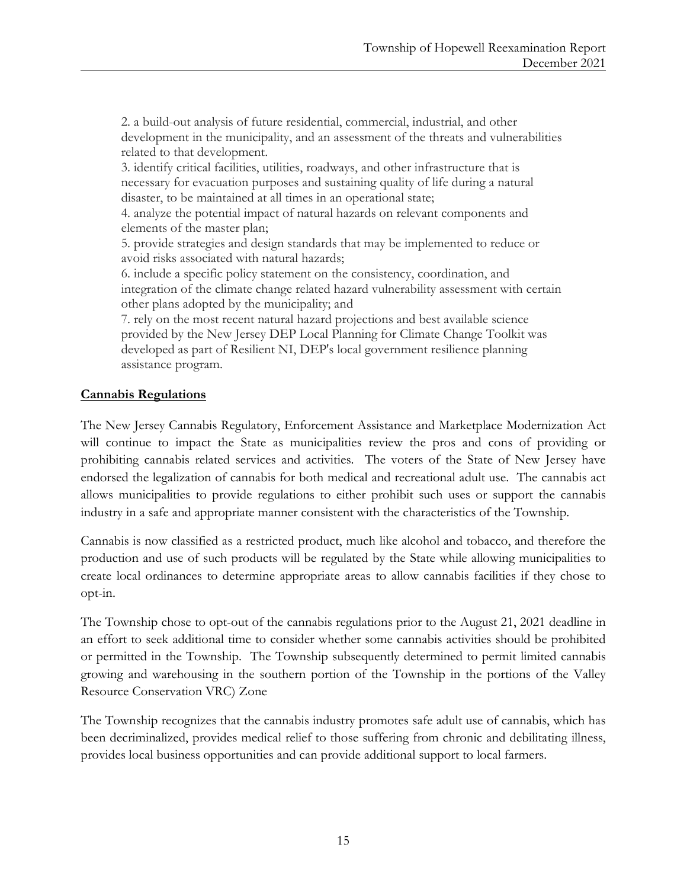2. a build-out analysis of future residential, commercial, industrial, and other development in the municipality, and an assessment of the threats and vulnerabilities related to that development.
3. identify critical facilities, utilities, roadways, and other infrastructure that is necessary for evacuation purposes and sustaining quality of life during a natural disaster, to be maintained at all times in an operational state;
4. analyze the potential impact of natural hazards on relevant components and elements of the master plan;
5. provide strategies and design standards that may be implemented to reduce or avoid risks associated with natural hazards;
6. include a specific policy statement on the consistency, coordination, and integration of the climate change related hazard vulnerability assessment with certain other plans adopted by the municipality; and
7. rely on the most recent natural hazard projections and best available science provided by the New Jersey DEP Local Planning for Climate Change Toolkit was developed as part of Resilient NJ, DEP's local government resilience planning assistance program.

**Cannabis Regulations**

The New Jersey Cannabis Regulatory, Enforcement Assistance and Marketplace Modernization Act will continue to impact the State as municipalities review the pros and cons of providing or prohibiting cannabis related services and activities. The voters of the State of New Jersey have endorsed the legalization of cannabis for both medical and recreational adult use. The cannabis act allows municipalities to provide regulations to either prohibit such uses or support the cannabis industry in a safe and appropriate manner consistent with the characteristics of the Township.

Cannabis is now classified as a restricted product, much like alcohol and tobacco, and therefore the production and use of such products will be regulated by the State while allowing municipalities to create local ordinances to determine appropriate areas to allow cannabis facilities if they chose to opt-in.

The Township chose to opt-out of the cannabis regulations prior to the August 21, 2021 deadline in an effort to seek additional time to consider whether some cannabis activities should be prohibited or permitted in the Township. The Township subsequently determined to permit limited cannabis growing and warehousing in the southern portion of the Township in the portions of the Valley Resource Conservation VRC) Zone

The Township recognizes that the cannabis industry promotes safe adult use of cannabis, which has been decriminalized, provides medical relief to those suffering from chronic and debilitating illness, provides local business opportunities and can provide additional support to local farmers.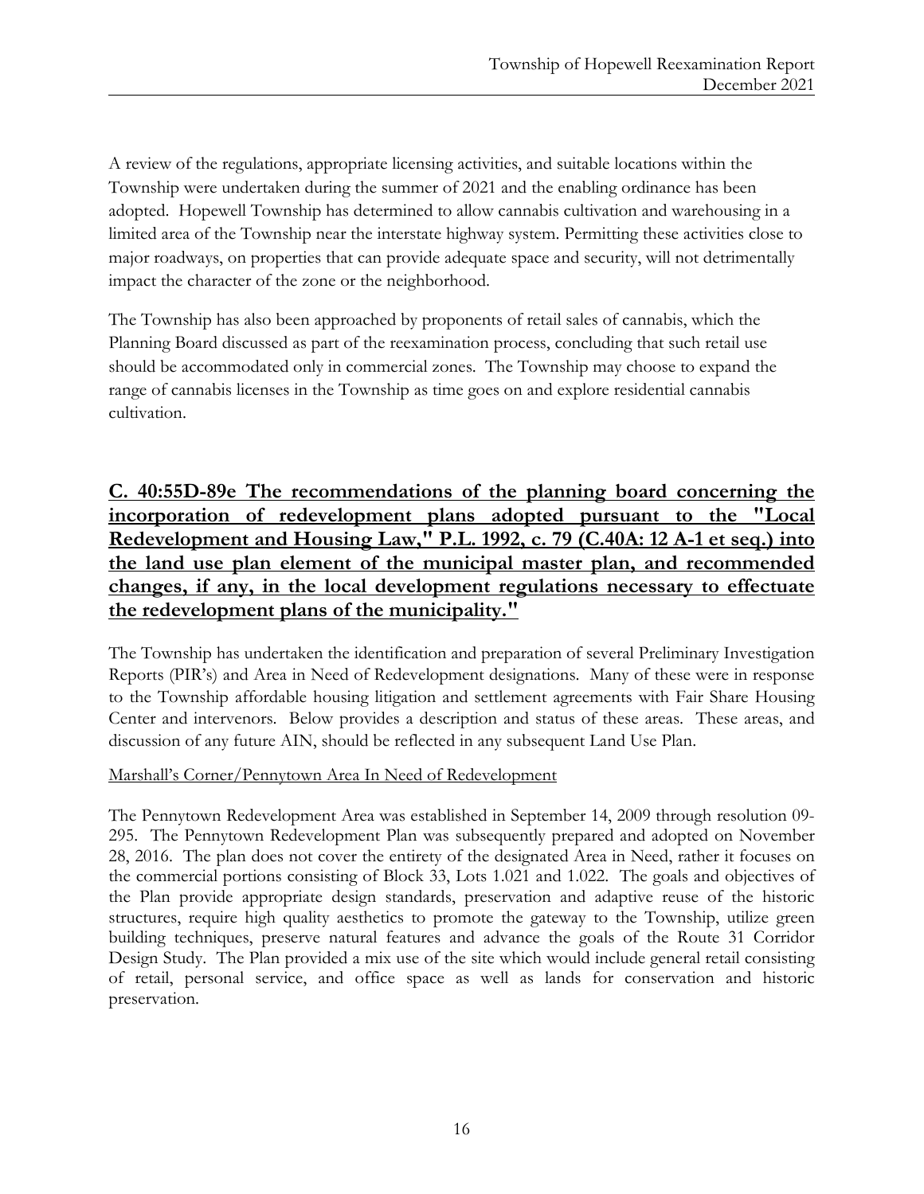A review of the regulations, appropriate licensing activities, and suitable locations within the Township were undertaken during the summer of 2021 and the enabling ordinance has been adopted. Hopewell Township has determined to allow cannabis cultivation and warehousing in a limited area of the Township near the interstate highway system. Permitting these activities close to major roadways, on properties that can provide adequate space and security, will not detrimentally impact the character of the zone or the neighborhood.

The Township has also been approached by proponents of retail sales of cannabis, which the Planning Board discussed as part of the reexamination process, concluding that such retail use should be accommodated only in commercial zones. The Township may choose to expand the range of cannabis licenses in the Township as time goes on and explore residential cannabis cultivation.

## C. 40:55D-89e The recommendations of the planning board concerning the incorporation of redevelopment plans adopted pursuant to the "Local Redevelopment and Housing Law," P.L. 1992, c. 79 (C.40A: 12 A-1 et seq.) into the land use plan element of the municipal master plan, and recommended changes, if any, in the local development regulations necessary to effectuate the redevelopment plans of the municipality."

The Township has undertaken the identification and preparation of several Preliminary Investigation Reports (PIR's) and Area in Need of Redevelopment designations. Many of these were in response to the Township affordable housing litigation and settlement agreements with Fair Share Housing Center and intervenors. Below provides a description and status of these areas. These areas, and discussion of any future AIN, should be reflected in any subsequent Land Use Plan.

Marshall's Corner/Pennytown Area In Need of Redevelopment

The Pennytown Redevelopment Area was established in September 14, 2009 through resolution 09-295. The Pennytown Redevelopment Plan was subsequently prepared and adopted on November 28, 2016. The plan does not cover the entirety of the designated Area in Need, rather it focuses on the commercial portions consisting of Block 33, Lots 1.021 and 1.022. The goals and objectives of the Plan provide appropriate design standards, preservation and adaptive reuse of the historic structures, require high quality aesthetics to promote the gateway to the Township, utilize green building techniques, preserve natural features and advance the goals of the Route 31 Corridor Design Study. The Plan provided a mix use of the site which would include general retail consisting of retail, personal service, and office space as well as lands for conservation and historic preservation.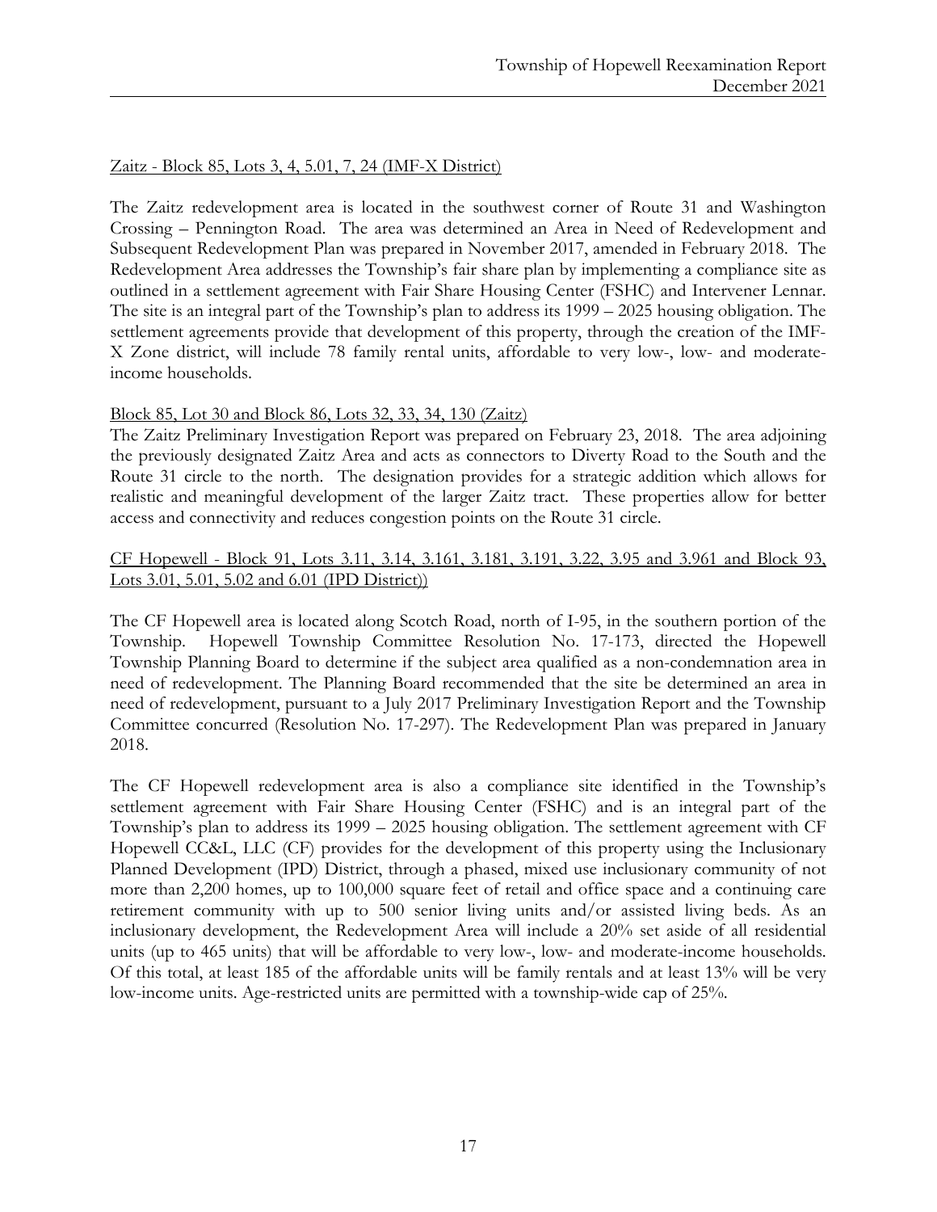Zaitz - Block 85, Lots 3, 4, 5.01, 7, 24 (IMF-X District)

The Zaitz redevelopment area is located in the southwest corner of Route 31 and Washington Crossing – Pennington Road. The area was determined an Area in Need of Redevelopment and Subsequent Redevelopment Plan was prepared in November 2017, amended in February 2018. The Redevelopment Area addresses the Township's fair share plan by implementing a compliance site as outlined in a settlement agreement with Fair Share Housing Center (FSHC) and Intervener Lennar. The site is an integral part of the Township's plan to address its 1999 – 2025 housing obligation. The settlement agreements provide that development of this property, through the creation of the IMF-X Zone district, will include 78 family rental units, affordable to very low-, low- and moderate-income households.

Block 85, Lot 30 and Block 86, Lots 32, 33, 34, 130 (Zaitz)

The Zaitz Preliminary Investigation Report was prepared on February 23, 2018. The area adjoining the previously designated Zaitz Area and acts as connectors to Diverty Road to the South and the Route 31 circle to the north. The designation provides for a strategic addition which allows for realistic and meaningful development of the larger Zaitz tract. These properties allow for better access and connectivity and reduces congestion points on the Route 31 circle.

CF Hopewell - Block 91, Lots 3.11, 3.14, 3.161, 3.181, 3.191, 3.22, 3.95 and 3.961 and Block 93, Lots 3.01, 5.01, 5.02 and 6.01 (IPD District))

The CF Hopewell area is located along Scotch Road, north of I-95, in the southern portion of the Township. Hopewell Township Committee Resolution No. 17-173, directed the Hopewell Township Planning Board to determine if the subject area qualified as a non-condemnation area in need of redevelopment. The Planning Board recommended that the site be determined an area in need of redevelopment, pursuant to a July 2017 Preliminary Investigation Report and the Township Committee concurred (Resolution No. 17-297). The Redevelopment Plan was prepared in January 2018.

The CF Hopewell redevelopment area is also a compliance site identified in the Township's settlement agreement with Fair Share Housing Center (FSHC) and is an integral part of the Township's plan to address its 1999 – 2025 housing obligation. The settlement agreement with CF Hopewell CC&L, LLC (CF) provides for the development of this property using the Inclusionary Planned Development (IPD) District, through a phased, mixed use inclusionary community of not more than 2,200 homes, up to 100,000 square feet of retail and office space and a continuing care retirement community with up to 500 senior living units and/or assisted living beds. As an inclusionary development, the Redevelopment Area will include a 20% set aside of all residential units (up to 465 units) that will be affordable to very low-, low- and moderate-income households. Of this total, at least 185 of the affordable units will be family rentals and at least 13% will be very low-income units. Age-restricted units are permitted with a township-wide cap of 25%.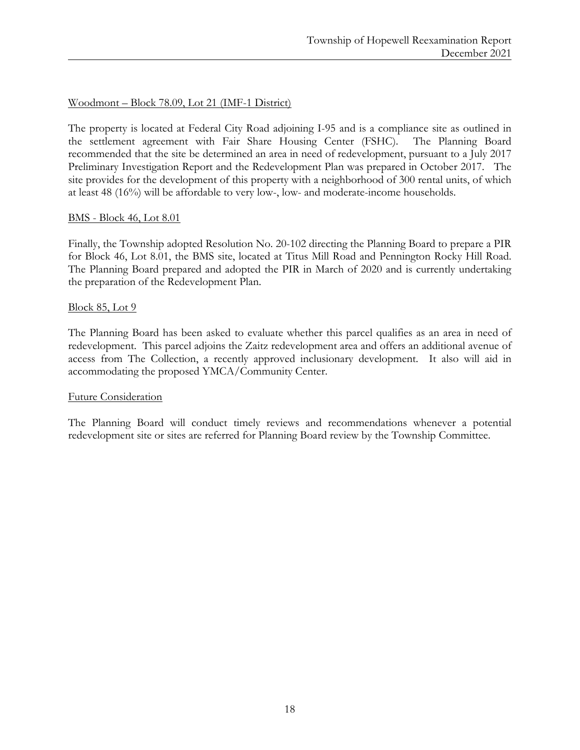Woodmont – Block 78.09, Lot 21 (IMF-1 District)

The property is located at Federal City Road adjoining I-95 and is a compliance site as outlined in the settlement agreement with Fair Share Housing Center (FSHC). The Planning Board recommended that the site be determined an area in need of redevelopment, pursuant to a July 2017 Preliminary Investigation Report and the Redevelopment Plan was prepared in October 2017. The site provides for the development of this property with a neighborhood of 300 rental units, of which at least 48 (16%) will be affordable to very low-, low- and moderate-income households.

BMS - Block 46, Lot 8.01

Finally, the Township adopted Resolution No. 20-102 directing the Planning Board to prepare a PIR for Block 46, Lot 8.01, the BMS site, located at Titus Mill Road and Pennington Rocky Hill Road. The Planning Board prepared and adopted the PIR in March of 2020 and is currently undertaking the preparation of the Redevelopment Plan.

Block 85, Lot 9

The Planning Board has been asked to evaluate whether this parcel qualifies as an area in need of redevelopment. This parcel adjoins the Zaitz redevelopment area and offers an additional avenue of access from The Collection, a recently approved inclusionary development. It also will aid in accommodating the proposed YMCA/Community Center.

Future Consideration

The Planning Board will conduct timely reviews and recommendations whenever a potential redevelopment site or sites are referred for Planning Board review by the Township Committee.